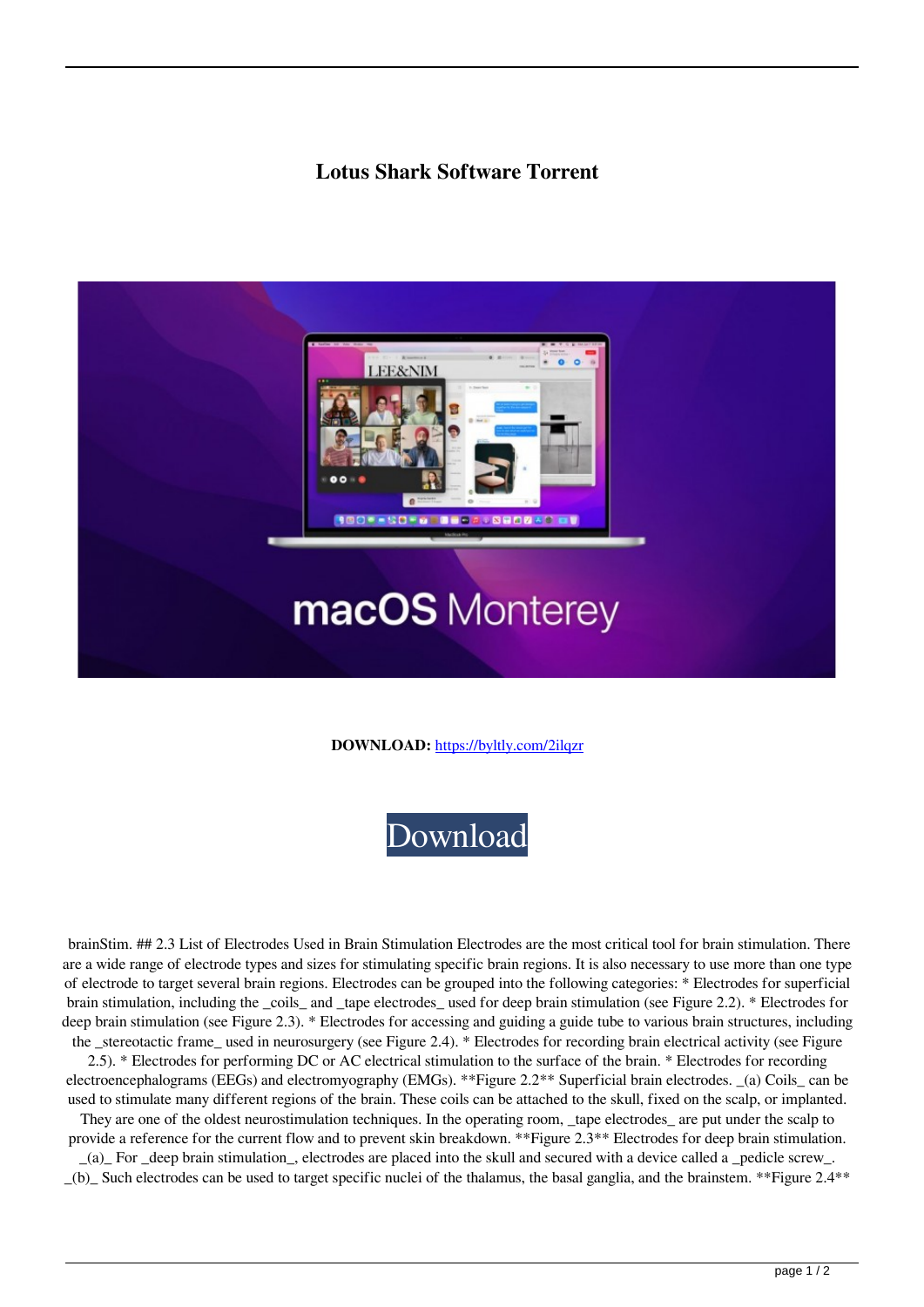# Lotus Shark Software Torrent

**DOWNLOAD:** https://byltly.com/2ilqzr

Download

brainStim. ## 2.3 List of Electrodes Used in Brain Stimulation Electrodes are the most critical tool for brain stimulation. There are a wide range of electrode types and sizes for stimulating specific brain regions. It is also necessary to use more than one type of electrode to target several brain regions. Electrodes can be grouped into the following categories: * Electrodes for superficial brain stimulation, including the _coils_ and _tape electrodes_ used for deep brain stimulation (see Figure 2.2). * Electrodes for deep brain stimulation (see Figure 2.3). * Electrodes for accessing and guiding a guide tube to various brain structures, including the _stereotactic frame_ used in neurosurgery (see Figure 2.4). * Electrodes for recording brain electrical activity (see Figure 2.5). * Electrodes for performing DC or AC electrical stimulation to the surface of the brain. * Electrodes for recording electroencephalograms (EEGs) and electromyography (EMGs). **Figure 2.2** Superficial brain electrodes. _(a) Coils_ can be used to stimulate many different regions of the brain. These coils can be attached to the skull, fixed on the scalp, or implanted. They are one of the oldest neurostimulation techniques. In the operating room, _tape electrodes_ are put under the scalp to provide a reference for the current flow and to prevent skin breakdown. **Figure 2.3** Electrodes for deep brain stimulation. _(a)_ For _deep brain stimulation_, electrodes are placed into the skull and secured with a device called a _pedicle screw_. _(b)_ Such electrodes can be used to target specific nuclei of the thalamus, the basal ganglia, and the brainstem. **Figure 2.4**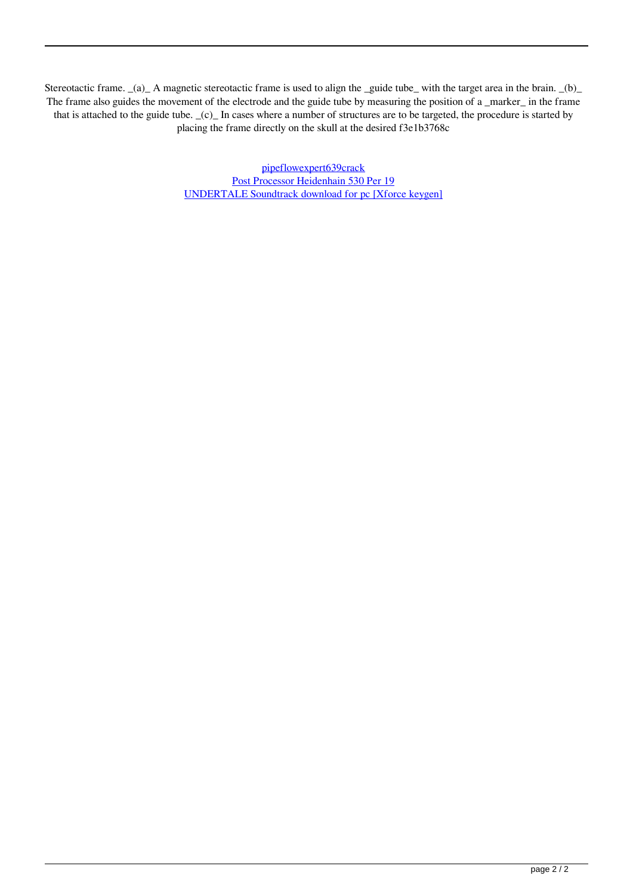Stereotactic frame. _(a)_ A magnetic stereotactic frame is used to align the _guide tube_ with the target area in the brain. _(b)_ The frame also guides the movement of the electrode and the guide tube by measuring the position of a _marker_ in the frame that is attached to the guide tube. _(c)_ In cases where a number of structures are to be targeted, the procedure is started by placing the frame directly on the skull at the desired f3e1b3768c

pipeflowexpert639crack
Post Processor Heidenhain 530 Per 19
UNDERTALE Soundtrack download for pc [Xforce keygen]